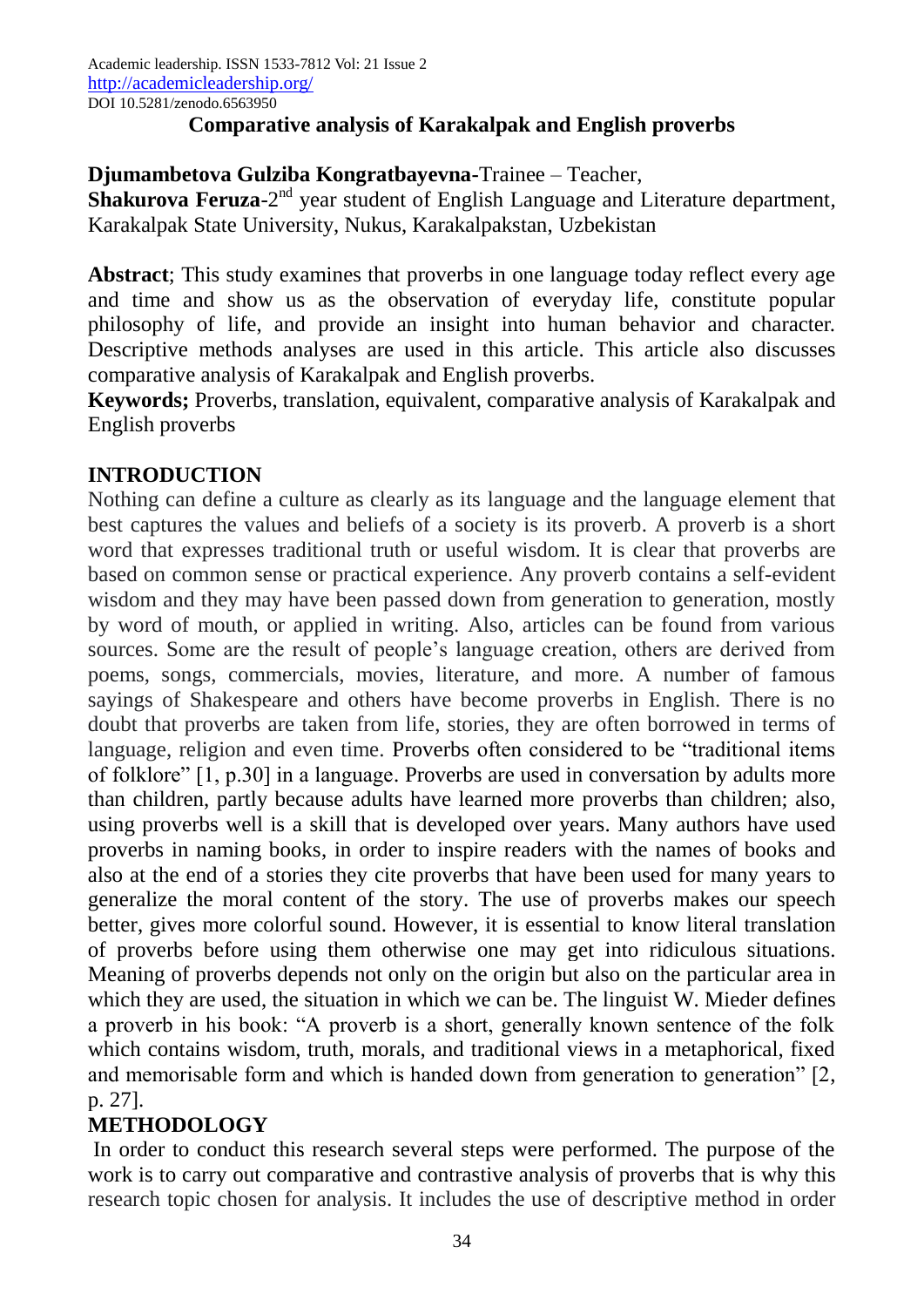# Comparative analysis of Karakalpak and English proverbs

**Djumambetova Gulziba Kongratbayevna**-Trainee – Teacher,
**Shakurova Feruza**-2nd year student of English Language and Literature department, Karakalpak State University, Nukus, Karakalpakstan, Uzbekistan

**Abstract**; This study examines that proverbs in one language today reflect every age and time and show us as the observation of everyday life, constitute popular philosophy of life, and provide an insight into human behavior and character. Descriptive methods analyses are used in this article. This article also discusses comparative analysis of Karakalpak and English proverbs.

**Keywords;** Proverbs, translation, equivalent, comparative analysis of Karakalpak and English proverbs

## INTRODUCTION

Nothing can define a culture as clearly as its language and the language element that best captures the values and beliefs of a society is its proverb. A proverb is a short word that expresses traditional truth or useful wisdom. It is clear that proverbs are based on common sense or practical experience. Any proverb contains a self-evident wisdom and they may have been passed down from generation to generation, mostly by word of mouth, or applied in writing. Also, articles can be found from various sources. Some are the result of people's language creation, others are derived from poems, songs, commercials, movies, literature, and more. A number of famous sayings of Shakespeare and others have become proverbs in English. There is no doubt that proverbs are taken from life, stories, they are often borrowed in terms of language, religion and even time. Proverbs often considered to be "traditional items of folklore" [1, p.30] in a language. Proverbs are used in conversation by adults more than children, partly because adults have learned more proverbs than children; also, using proverbs well is a skill that is developed over years. Many authors have used proverbs in naming books, in order to inspire readers with the names of books and also at the end of a stories they cite proverbs that have been used for many years to generalize the moral content of the story. The use of proverbs makes our speech better, gives more colorful sound. However, it is essential to know literal translation of proverbs before using them otherwise one may get into ridiculous situations. Meaning of proverbs depends not only on the origin but also on the particular area in which they are used, the situation in which we can be. The linguist W. Mieder defines a proverb in his book: "A proverb is a short, generally known sentence of the folk which contains wisdom, truth, morals, and traditional views in a metaphorical, fixed and memorisable form and which is handed down from generation to generation" [2, p. 27].

## METHODOLOGY

In order to conduct this research several steps were performed. The purpose of the work is to carry out comparative and contrastive analysis of proverbs that is why this research topic chosen for analysis. It includes the use of descriptive method in order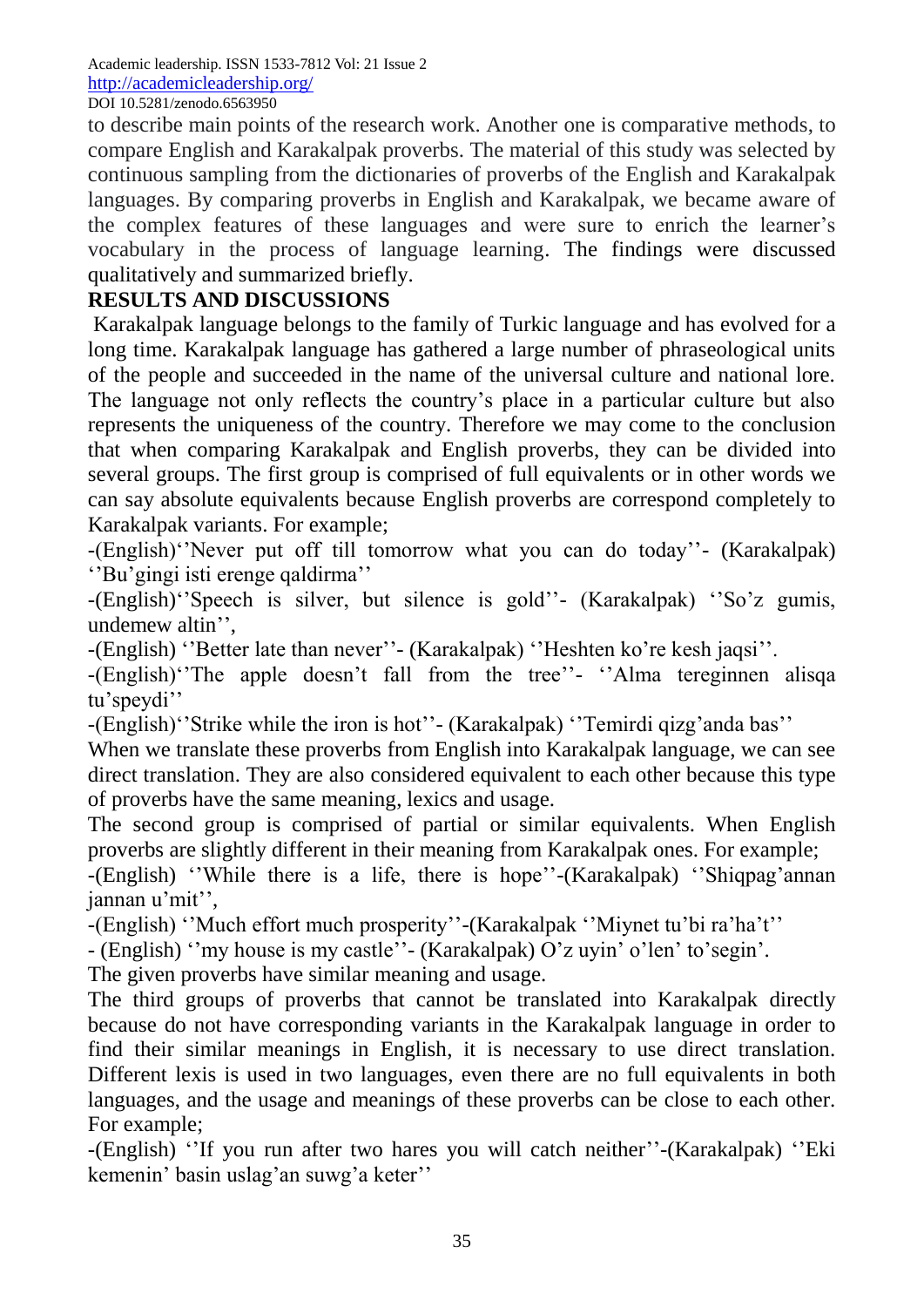to describe main points of the research work. Another one is comparative methods, to compare English and Karakalpak proverbs. The material of this study was selected by continuous sampling from the dictionaries of proverbs of the English and Karakalpak languages. By comparing proverbs in English and Karakalpak, we became aware of the complex features of these languages and were sure to enrich the learner's vocabulary in the process of language learning. The findings were discussed qualitatively and summarized briefly.

**RESULTS AND DISCUSSIONS**

Karakalpak language belongs to the family of Turkic language and has evolved for a long time. Karakalpak language has gathered a large number of phraseological units of the people and succeeded in the name of the universal culture and national lore. The language not only reflects the country's place in a particular culture but also represents the uniqueness of the country. Therefore we may come to the conclusion that when comparing Karakalpak and English proverbs, they can be divided into several groups. The first group is comprised of full equivalents or in other words we can say absolute equivalents because English proverbs are correspond completely to Karakalpak variants. For example;

-(English)''Never put off till tomorrow what you can do today''- (Karakalpak) ''Bu'gingi isti erenge qaldirma''

-(English)''Speech is silver, but silence is gold''- (Karakalpak) ''So'z gumis, undemew altin'',

-(English) ''Better late than never''- (Karakalpak) ''Heshten ko're kesh jaqsi''.

-(English)''The apple doesn't fall from the tree''- ''Alma tereginnen alisqa tu'speydi''

-(English)''Strike while the iron is hot''- (Karakalpak) ''Temirdi qizg'anda bas''

When we translate these proverbs from English into Karakalpak language, we can see direct translation. They are also considered equivalent to each other because this type of proverbs have the same meaning, lexics and usage.

The second group is comprised of partial or similar equivalents. When English proverbs are slightly different in their meaning from Karakalpak ones. For example;

-(English) ''While there is a life, there is hope''-(Karakalpak) ''Shiqpag'annan jannan u'mit'',

-(English) ''Much effort much prosperity''-(Karakalpak ''Miynet tu'bi ra'ha't''

- (English) ''my house is my castle''- (Karakalpak) O'z uyin' o'len' to'segin'.

The given proverbs have similar meaning and usage.

The third groups of proverbs that cannot be translated into Karakalpak directly because do not have corresponding variants in the Karakalpak language in order to find their similar meanings in English, it is necessary to use direct translation. Different lexis is used in two languages, even there are no full equivalents in both languages, and the usage and meanings of these proverbs can be close to each other. For example;

-(English) ''If you run after two hares you will catch neither''-(Karakalpak) ''Eki kemenin' basin uslag'an suwg'a keter''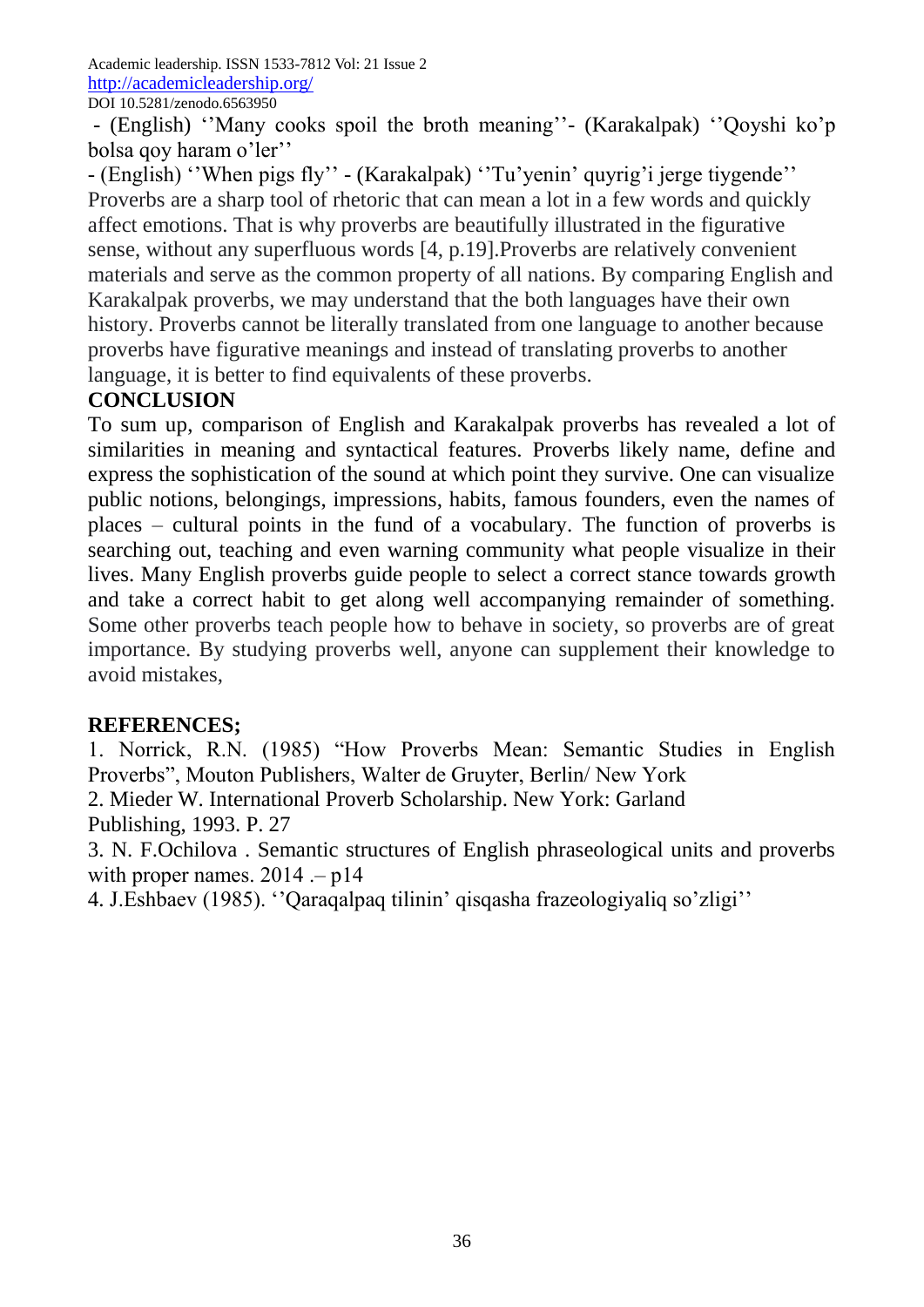- (English) ''Many cooks spoil the broth meaning''- (Karakalpak) ''Qoyshi ko'p bolsa qoy haram o'ler''

- (English) ''When pigs fly'' - (Karakalpak) ''Tu'yenin' quyrig'i jerge tiygende''

Proverbs are a sharp tool of rhetoric that can mean a lot in a few words and quickly affect emotions. That is why proverbs are beautifully illustrated in the figurative sense, without any superfluous words [4, p.19].Proverbs are relatively convenient materials and serve as the common property of all nations. By comparing English and Karakalpak proverbs, we may understand that the both languages have their own history. Proverbs cannot be literally translated from one language to another because proverbs have figurative meanings and instead of translating proverbs to another language, it is better to find equivalents of these proverbs.

**CONCLUSION**

To sum up, comparison of English and Karakalpak proverbs has revealed a lot of similarities in meaning and syntactical features. Proverbs likely name, define and express the sophistication of the sound at which point they survive. One can visualize public notions, belongings, impressions, habits, famous founders, even the names of places – cultural points in the fund of a vocabulary. The function of proverbs is searching out, teaching and even warning community what people visualize in their lives. Many English proverbs guide people to select a correct stance towards growth and take a correct habit to get along well accompanying remainder of something. Some other proverbs teach people how to behave in society, so proverbs are of great importance. By studying proverbs well, anyone can supplement their knowledge to avoid mistakes,

**REFERENCES;**

1. Norrick, R.N. (1985) "How Proverbs Mean: Semantic Studies in English Proverbs", Mouton Publishers, Walter de Gruyter, Berlin/ New York
2. Mieder W. International Proverb Scholarship. New York: Garland Publishing, 1993. P. 27
3. N. F.Ochilova . Semantic structures of English phraseological units and proverbs with proper names. 2014 .– p14
4. J.Eshbaev (1985). ''Qaraqalpaq tilinin' qisqasha frazeologiyaliq so'zligi''